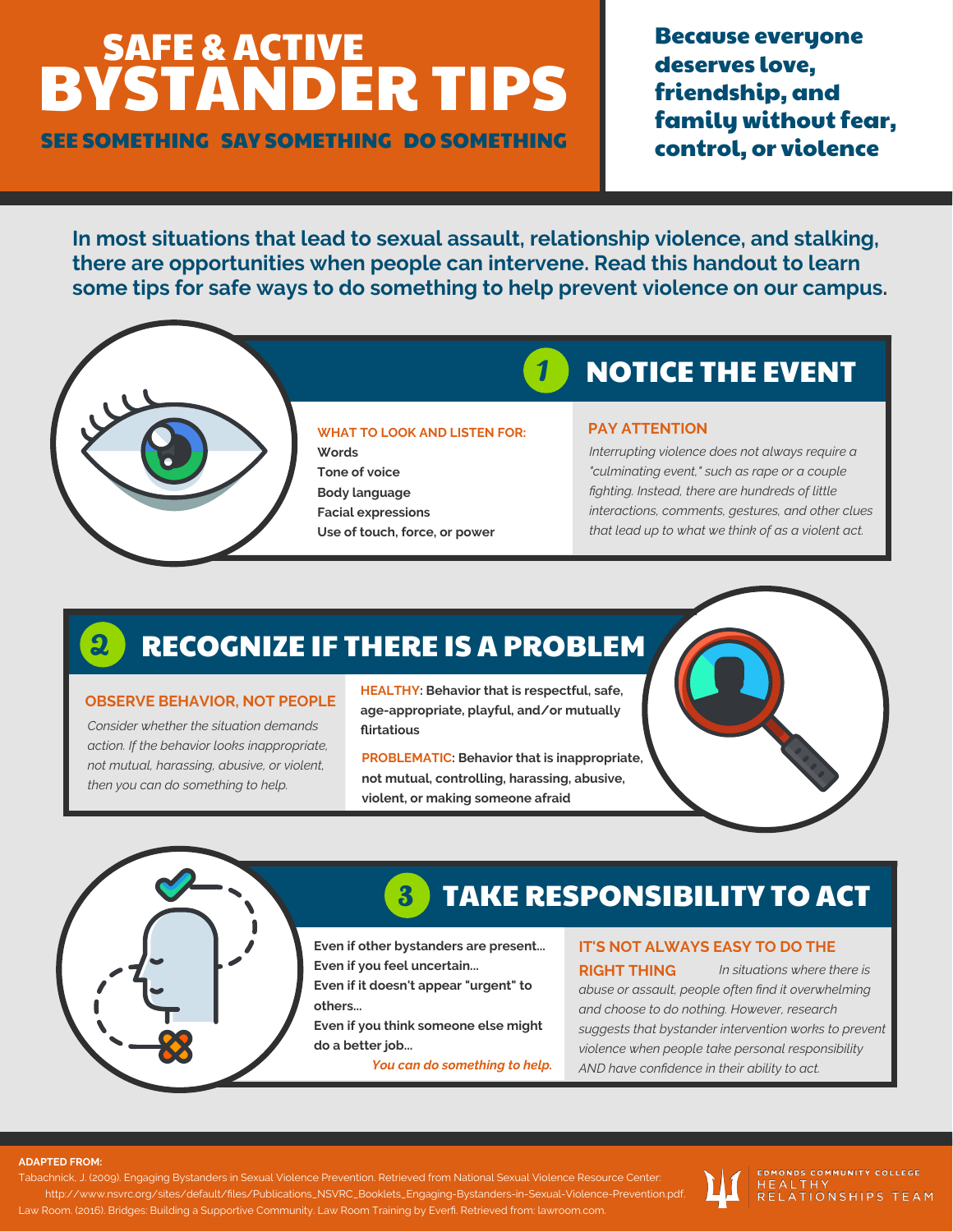# SAFE & ACTIVE BYSTANDER TIPS

**SEE SOMETHING SAY SOMETHING DO SOMETHING**

**Because everyone deserves love, friendship, and family without fear, control, or violence**

**In most situations that lead to sexual assault, relationship violence, and stalking, there are opportunities when people can intervene. Read this handout to learn some tips for safe ways to do something to help prevent violence on our campus.**

## 1 NOTICE THE EVENT

**WHAT TO LOOK AND LISTEN FOR:**

**Words**
**Tone of voice**
**Body language**
**Facial expressions**
**Use of touch, force, or power**

**PAY ATTENTION**

*Interrupting violence does not always require a "culminating event," such as rape or a couple fighting. Instead, there are hundreds of little interactions, comments, gestures, and other clues that lead up to what we think of as a violent act.*

## 2 RECOGNIZE IF THERE IS A PROBLEM

**OBSERVE BEHAVIOR, NOT PEOPLE**

*Consider whether the situation demands action. If the behavior looks inappropriate, not mutual, harassing, abusive, or violent, then you can do something to help.*

**HEALTHY: Behavior that is respectful, safe, age-appropriate, playful, and/or mutually flirtatious**

**PROBLEMATIC: Behavior that is inappropriate, not mutual, controlling, harassing, abusive, violent, or making someone afraid**

## 3 TAKE RESPONSIBILITY TO ACT

**Even if other bystanders are present...**
**Even if you feel uncertain...**
**Even if it doesn't appear "urgent" to others...**
**Even if you think someone else might do a better job...**

***You can do something to help.***

**IT'S NOT ALWAYS EASY TO DO THE RIGHT THING** *In situations where there is abuse or assault, people often find it overwhelming and choose to do nothing. However, research suggests that bystander intervention works to prevent violence when people take personal responsibility AND have confidence in their ability to act.*

**ADAPTED FROM:**

Tabachnick, J. (2009). Engaging Bystanders in Sexual Violence Prevention. Retrieved from National Sexual Violence Resource Center: http://www.nsvrc.org/sites/default/files/Publications_NSVRC_Booklets_Engaging-Bystanders-in-Sexual-Violence-Prevention.pdf.

Law Room. (2016). Bridges: Building a Supportive Community. Law Room Training by Everfi. Retrieved from: lawroom.com.

EDMONDS COMMUNITY COLLEGE HEALTHY RELATIONSHIPS TEAM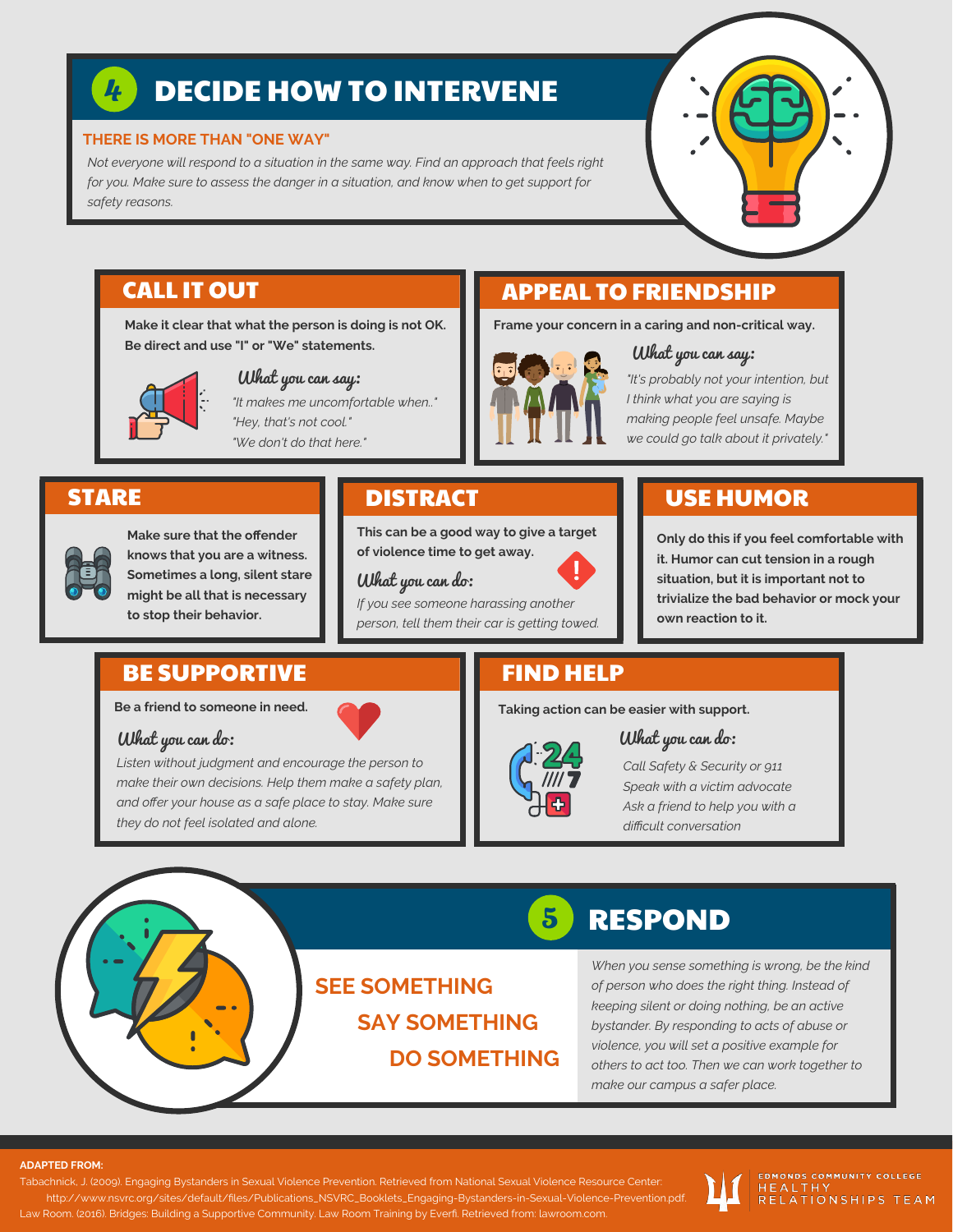# 4 DECIDE HOW TO INTERVENE

**THERE IS MORE THAN "ONE WAY"**

*Not everyone will respond to a situation in the same way. Find an approach that feels right for you. Make sure to assess the danger in a situation, and know when to get support for safety reasons.*

## CALL IT OUT

**Make it clear that what the person is doing is not OK. Be direct and use "I" or "We" statements.**

*What you can say:*

*"It makes me uncomfortable when.."*
*"Hey, that's not cool."*
*"We don't do that here."*

## APPEAL TO FRIENDSHIP

**Frame your concern in a caring and non-critical way.**

*What you can say:*

*"It's probably not your intention, but I think what you are saying is making people feel unsafe. Maybe we could go talk about it privately."*

## STARE

**Make sure that the offender knows that you are a witness. Sometimes a long, silent stare might be all that is necessary to stop their behavior.**

## DISTRACT

**This can be a good way to give a target of violence time to get away.**

*What you can do:*

*If you see someone harassing another person, tell them their car is getting towed.*

## USE HUMOR

**Only do this if you feel comfortable with it. Humor can cut tension in a rough situation, but it is important not to trivialize the bad behavior or mock your own reaction to it.**

## BE SUPPORTIVE

**Be a friend to someone in need.**

*What you can do:*

*Listen without judgment and encourage the person to make their own decisions. Help them make a safety plan, and offer your house as a safe place to stay. Make sure they do not feel isolated and alone.*

## FIND HELP

**Taking action can be easier with support.**

*What you can do:*

*Call Safety & Security or 911*
*Speak with a victim advocate*
*Ask a friend to help you with a difficult conversation*

# 5 RESPOND

**SEE SOMETHING**
**SAY SOMETHING**
**DO SOMETHING**

*When you sense something is wrong, be the kind of person who does the right thing. Instead of keeping silent or doing nothing, be an active bystander. By responding to acts of abuse or violence, you will set a positive example for others to act too. Then we can work together to make our campus a safer place.*

**ADAPTED FROM:**

Tabachnick, J. (2009). Engaging Bystanders in Sexual Violence Prevention. Retrieved from National Sexual Violence Resource Center: http://www.nsvrc.org/sites/default/files/Publications_NSVRC_Booklets_Engaging-Bystanders-in-Sexual-Violence-Prevention.pdf.
Law Room. (2016). Bridges: Building a Supportive Community. Law Room Training by Everfi. Retrieved from: lawroom.com.

EDMONDS COMMUNITY COLLEGE
HEALTHY RELATIONSHIPS TEAM